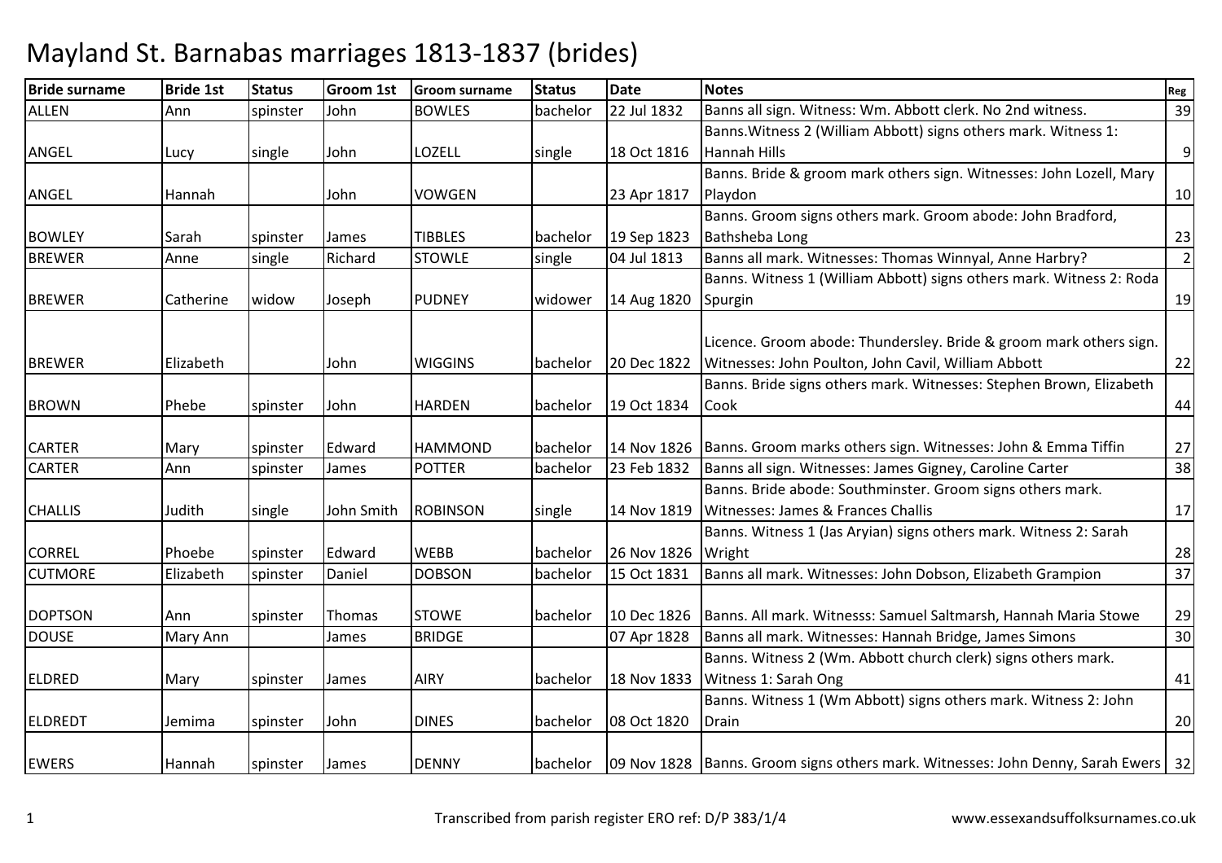# Mayland St. Barnabas marriages 1813-1837 (brides)

| Bride surname | Bride 1st | Status | Groom 1st | Groom surname | Status | Date | Notes | Reg |
|---|---|---|---|---|---|---|---|---|
| ALLEN | Ann | spinster | John | BOWLES | bachelor | 22 Jul 1832 | Banns all sign. Witness: Wm. Abbott clerk. No 2nd witness. | 39 |
| ANGEL | Lucy | single | John | LOZELL | single | 18 Oct 1816 | Banns.Witness 2 (William Abbott) signs others mark. Witness 1: Hannah Hills | 9 |
| ANGEL | Hannah | | John | VOWGEN | | 23 Apr 1817 | Banns. Bride & groom mark others sign. Witnesses: John Lozell, Mary Playdon | 10 |
| BOWLEY | Sarah | spinster | James | TIBBLES | bachelor | 19 Sep 1823 | Banns. Groom signs others mark. Groom abode: John Bradford, Bathsheba Long | 23 |
| BREWER | Anne | single | Richard | STOWLE | single | 04 Jul 1813 | Banns all mark. Witnesses: Thomas Winnyal, Anne Harbry? | 2 |
| BREWER | Catherine | widow | Joseph | PUDNEY | widower | 14 Aug 1820 | Banns. Witness 1 (William Abbott) signs others mark. Witness 2: Roda Spurgin | 19 |
| BREWER | Elizabeth | | John | WIGGINS | bachelor | 20 Dec 1822 | Licence. Groom abode: Thundersley. Bride & groom mark others sign. Witnesses: John Poulton, John Cavil, William Abbott | 22 |
| BROWN | Phebe | spinster | John | HARDEN | bachelor | 19 Oct 1834 | Banns. Bride signs others mark. Witnesses: Stephen Brown, Elizabeth Cook | 44 |
| CARTER | Mary | spinster | Edward | HAMMOND | bachelor | 14 Nov 1826 | Banns. Groom marks others sign. Witnesses: John & Emma Tiffin | 27 |
| CARTER | Ann | spinster | James | POTTER | bachelor | 23 Feb 1832 | Banns all sign. Witnesses: James Gigney, Caroline Carter | 38 |
| CHALLIS | Judith | single | John Smith | ROBINSON | single | 14 Nov 1819 | Banns. Bride abode: Southminster. Groom signs others mark. Witnesses: James & Frances Challis | 17 |
| CORREL | Phoebe | spinster | Edward | WEBB | bachelor | 26 Nov 1826 | Banns. Witness 1 (Jas Aryian) signs others mark. Witness 2: Sarah Wright | 28 |
| CUTMORE | Elizabeth | spinster | Daniel | DOBSON | bachelor | 15 Oct 1831 | Banns all mark. Witnesses: John Dobson, Elizabeth Grampion | 37 |
| DOPTSON | Ann | spinster | Thomas | STOWE | bachelor | 10 Dec 1826 | Banns. All mark. Witnesss: Samuel Saltmarsh, Hannah Maria Stowe | 29 |
| DOUSE | Mary Ann | | James | BRIDGE | | 07 Apr 1828 | Banns all mark. Witnesses: Hannah Bridge, James Simons | 30 |
| ELDRED | Mary | spinster | James | AIRY | bachelor | 18 Nov 1833 | Banns. Witness 2 (Wm. Abbott church clerk) signs others mark. Witness 1: Sarah Ong | 41 |
| ELDREDT | Jemima | spinster | John | DINES | bachelor | 08 Oct 1820 | Banns. Witness 1 (Wm Abbott) signs others mark. Witness 2: John Drain | 20 |
| EWERS | Hannah | spinster | James | DENNY | bachelor | 09 Nov 1828 | Banns. Groom signs others mark. Witnesses: John Denny, Sarah Ewers | 32 |

Transcribed from parish register ERO ref: D/P 383/1/4 www.essexandsuffolksurnames.co.uk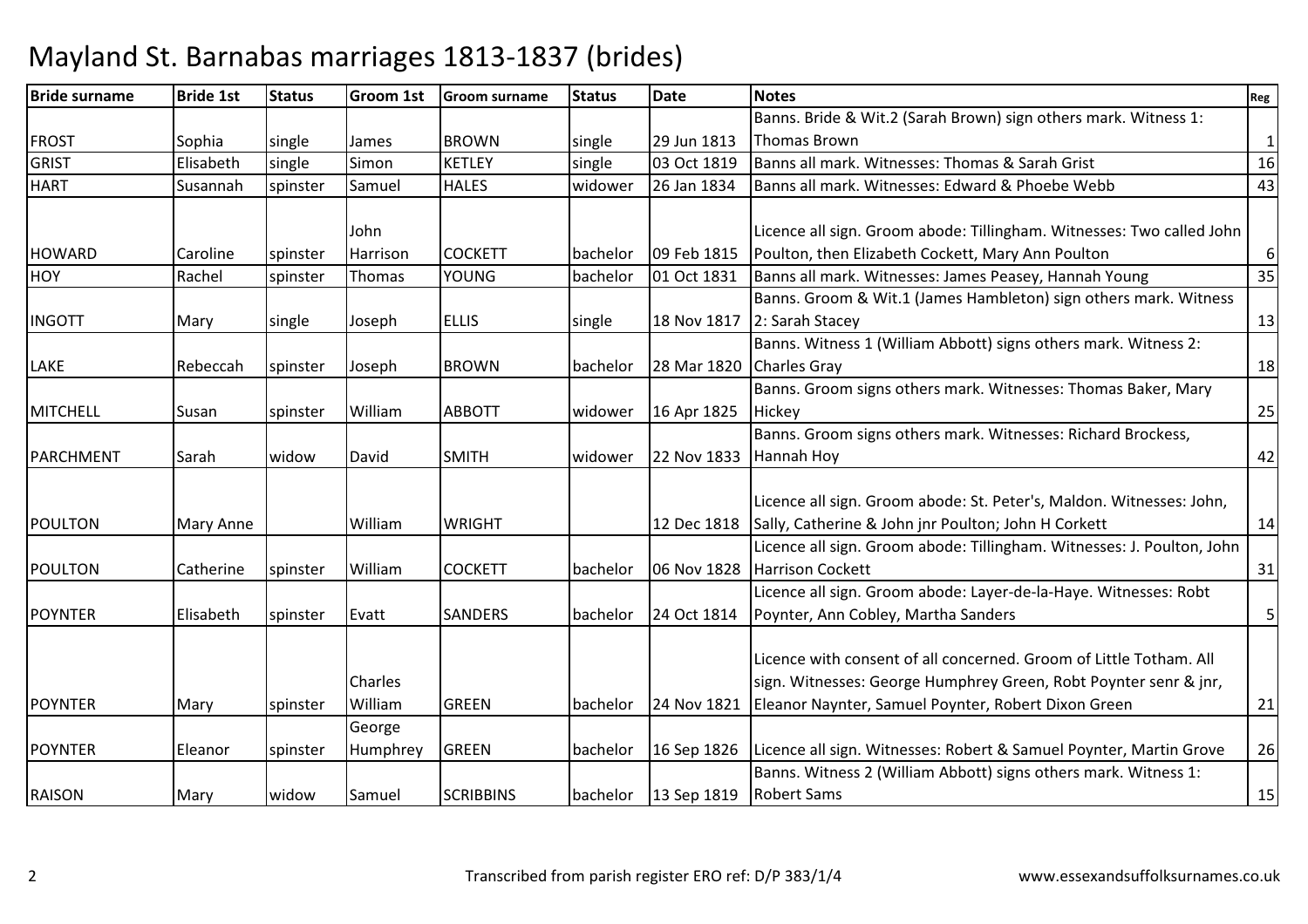# Mayland St. Barnabas marriages 1813-1837 (brides)

| Bride surname | Bride 1st | Status | Groom 1st | Groom surname | Status | Date | Notes | Reg |
|---|---|---|---|---|---|---|---|---|
| FROST | Sophia | single | James | BROWN | single | 29 Jun 1813 | Banns. Bride & Wit.2 (Sarah Brown) sign others mark. Witness 1: Thomas Brown | 1 |
| GRIST | Elisabeth | single | Simon | KETLEY | single | 03 Oct 1819 | Banns all mark. Witnesses: Thomas & Sarah Grist | 16 |
| HART | Susannah | spinster | Samuel | HALES | widower | 26 Jan 1834 | Banns all mark. Witnesses: Edward & Phoebe Webb | 43 |
| HOWARD | Caroline | spinster | John Harrison | COCKETT | bachelor | 09 Feb 1815 | Licence all sign. Groom abode: Tillingham. Witnesses: Two called John Poulton, then Elizabeth Cockett, Mary Ann Poulton | 6 |
| HOY | Rachel | spinster | Thomas | YOUNG | bachelor | 01 Oct 1831 | Banns all mark. Witnesses: James Peasey, Hannah Young | 35 |
| INGOTT | Mary | single | Joseph | ELLIS | single | 18 Nov 1817 | Banns. Groom & Wit.1 (James Hambleton) sign others mark. Witness 2: Sarah Stacey | 13 |
| LAKE | Rebeccah | spinster | Joseph | BROWN | bachelor | 28 Mar 1820 | Banns. Witness 1 (William Abbott) signs others mark. Witness 2: Charles Gray | 18 |
| MITCHELL | Susan | spinster | William | ABBOTT | widower | 16 Apr 1825 | Banns. Groom signs others mark. Witnesses: Thomas Baker, Mary Hickey | 25 |
| PARCHMENT | Sarah | widow | David | SMITH | widower | 22 Nov 1833 | Banns. Groom signs others mark. Witnesses: Richard Brockess, Hannah Hoy | 42 |
| POULTON | Mary Anne | | William | WRIGHT | | 12 Dec 1818 | Licence all sign. Groom abode: St. Peter's, Maldon. Witnesses: John, Sally, Catherine & John jnr Poulton; John H Corkett | 14 |
| POULTON | Catherine | spinster | William | COCKETT | bachelor | 06 Nov 1828 | Licence all sign. Groom abode: Tillingham. Witnesses: J. Poulton, John Harrison Cockett | 31 |
| POYNTER | Elisabeth | spinster | Evatt | SANDERS | bachelor | 24 Oct 1814 | Licence all sign. Groom abode: Layer-de-la-Haye. Witnesses: Robt Poynter, Ann Cobley, Martha Sanders | 5 |
| POYNTER | Mary | spinster | Charles William | GREEN | bachelor | 24 Nov 1821 | Licence with consent of all concerned. Groom of Little Totham. All sign. Witnesses: George Humphrey Green, Robt Poynter senr & jnr, Eleanor Naynter, Samuel Poynter, Robert Dixon Green | 21 |
| POYNTER | Eleanor | spinster | George Humphrey | GREEN | bachelor | 16 Sep 1826 | Licence all sign. Witnesses: Robert & Samuel Poynter, Martin Grove | 26 |
| RAISON | Mary | widow | Samuel | SCRIBBINS | bachelor | 13 Sep 1819 | Banns. Witness 2 (William Abbott) signs others mark. Witness 1: Robert Sams | 15 |

Transcribed from parish register ERO ref: D/P 383/1/4 www.essexandsuffolksurnames.co.uk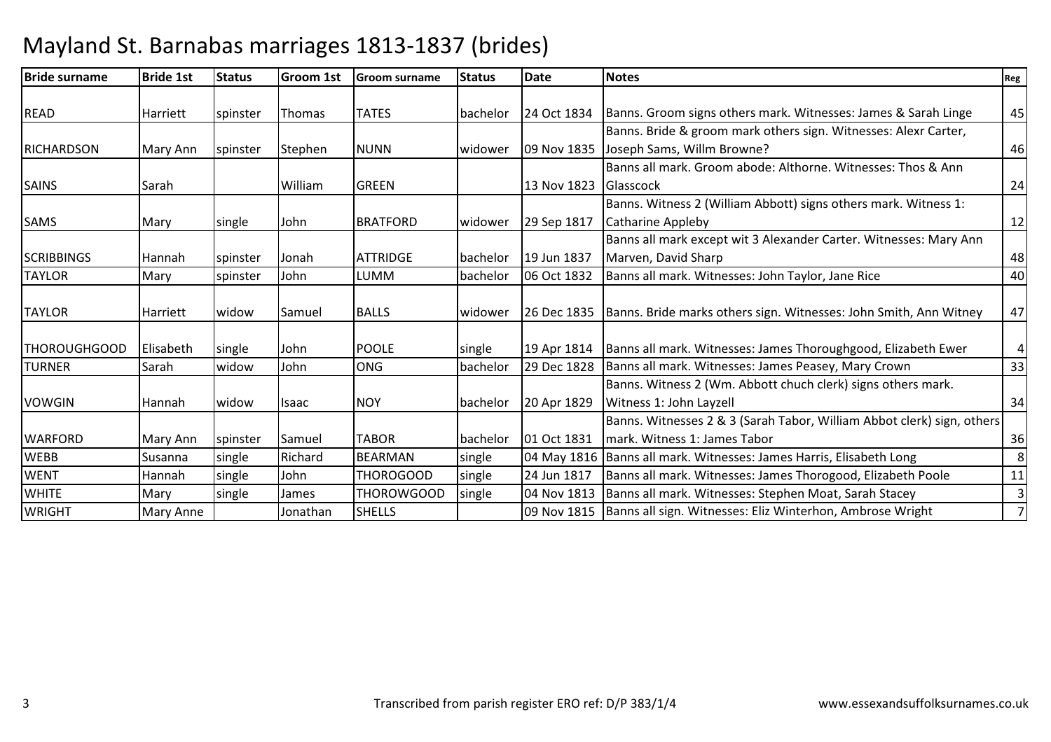# Mayland St. Barnabas marriages 1813-1837 (brides)

| Bride surname | Bride 1st | Status | Groom 1st | Groom surname | Status | Date | Notes | Reg |
|---|---|---|---|---|---|---|---|---|
| READ | Harriett | spinster | Thomas | TATES | bachelor | 24 Oct 1834 | Banns. Groom signs others mark. Witnesses: James & Sarah Linge | 45 |
| RICHARDSON | Mary Ann | spinster | Stephen | NUNN | widower | 09 Nov 1835 | Banns. Bride & groom mark others sign. Witnesses: Alexr Carter, Joseph Sams, Willm Browne? | 46 |
| SAINS | Sarah | | William | GREEN | | 13 Nov 1823 | Banns all mark. Groom abode: Althorne. Witnesses: Thos & Ann Glasscock | 24 |
| SAMS | Mary | single | John | BRATFORD | widower | 29 Sep 1817 | Banns. Witness 2 (William Abbott) signs others mark. Witness 1: Catharine Appleby | 12 |
| SCRIBBINGS | Hannah | spinster | Jonah | ATTRIDGE | bachelor | 19 Jun 1837 | Banns all mark except wit 3 Alexander Carter. Witnesses: Mary Ann Marven, David Sharp | 48 |
| TAYLOR | Mary | spinster | John | LUMM | bachelor | 06 Oct 1832 | Banns all mark. Witnesses: John Taylor, Jane Rice | 40 |
| TAYLOR | Harriett | widow | Samuel | BALLS | widower | 26 Dec 1835 | Banns. Bride marks others sign. Witnesses: John Smith, Ann Witney | 47 |
| THOROUGHGOOD | Elisabeth | single | John | POOLE | single | 19 Apr 1814 | Banns all mark. Witnesses: James Thoroughgood, Elizabeth Ewer | 4 |
| TURNER | Sarah | widow | John | ONG | bachelor | 29 Dec 1828 | Banns all mark. Witnesses: James Peasey, Mary Crown | 33 |
| VOWGIN | Hannah | widow | Isaac | NOY | bachelor | 20 Apr 1829 | Banns. Witness 2 (Wm. Abbott chuch clerk) signs others mark. Witness 1: John Layzell | 34 |
| WARFORD | Mary Ann | spinster | Samuel | TABOR | bachelor | 01 Oct 1831 | Banns. Witnesses 2 & 3 (Sarah Tabor, William Abbot clerk) sign, others mark. Witness 1: James Tabor | 36 |
| WEBB | Susanna | single | Richard | BEARMAN | single | 04 May 1816 | Banns all mark. Witnesses: James Harris, Elisabeth Long | 8 |
| WENT | Hannah | single | John | THOROGOOD | single | 24 Jun 1817 | Banns all mark. Witnesses: James Thorogood, Elizabeth Poole | 11 |
| WHITE | Mary | single | James | THOROWGOOD | single | 04 Nov 1813 | Banns all mark. Witnesses: Stephen Moat, Sarah Stacey | 3 |
| WRIGHT | Mary Anne | | Jonathan | SHELLS | | 09 Nov 1815 | Banns all sign. Witnesses: Eliz Winterhon, Ambrose Wright | 7 |

Transcribed from parish register ERO ref: D/P 383/1/4

www.essexandsuffolksurnames.co.uk